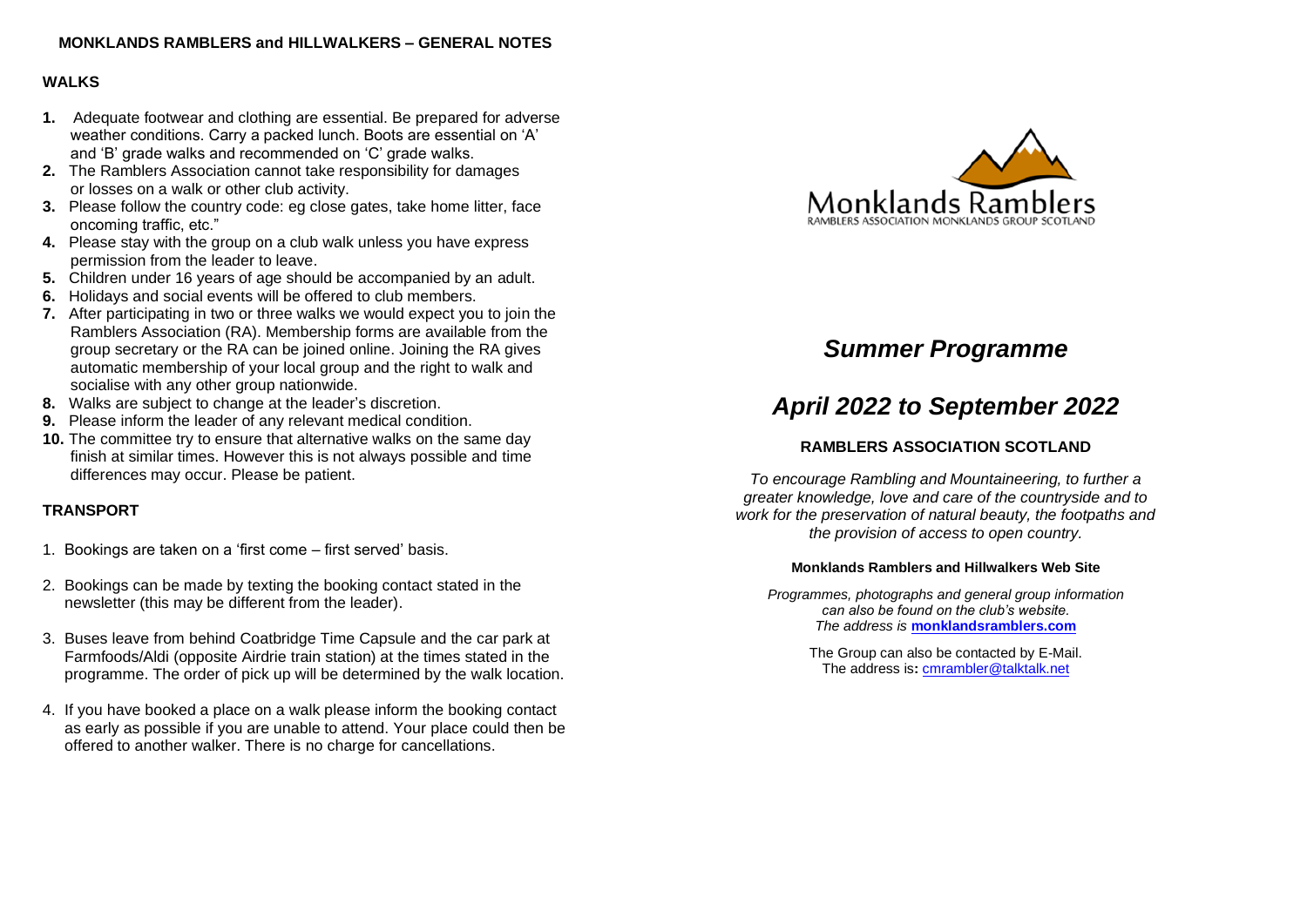## MONKLANDS RAMBLERS and HILLWALKERS – GENERAL NOTES

### WALKS

1. Adequate footwear and clothing are essential. Be prepared for adverse weather conditions. Carry a packed lunch. Boots are essential on 'A' and 'B' grade walks and recommended on 'C' grade walks.
2. The Ramblers Association cannot take responsibility for damages or losses on a walk or other club activity.
3. Please follow the country code: eg close gates, take home litter, face oncoming traffic, etc."
4. Please stay with the group on a club walk unless you have express permission from the leader to leave.
5. Children under 16 years of age should be accompanied by an adult.
6. Holidays and social events will be offered to club members.
7. After participating in two or three walks we would expect you to join the Ramblers Association (RA). Membership forms are available from the group secretary or the RA can be joined online. Joining the RA gives automatic membership of your local group and the right to walk and socialise with any other group nationwide.
8. Walks are subject to change at the leader's discretion.
9. Please inform the leader of any relevant medical condition.
10. The committee try to ensure that alternative walks on the same day finish at similar times. However this is not always possible and time differences may occur. Please be patient.

### TRANSPORT

1. Bookings are taken on a 'first come – first served' basis.
2. Bookings can be made by texting the booking contact stated in the newsletter (this may be different from the leader).
3. Buses leave from behind Coatbridge Time Capsule and the car park at Farmfoods/Aldi (opposite Airdrie train station) at the times stated in the programme. The order of pick up will be determined by the walk location.
4. If you have booked a place on a walk please inform the booking contact as early as possible if you are unable to attend. Your place could then be offered to another walker. There is no charge for cancellations.

Monklands Ramblers
RAMBLERS ASSOCIATION MONKLANDS GROUP SCOTLAND

# *Summer Programme*

# *April 2022 to September 2022*

**RAMBLERS ASSOCIATION SCOTLAND**

*To encourage Rambling and Mountaineering, to further a greater knowledge, love and care of the countryside and to work for the preservation of natural beauty, the footpaths and the provision of access to open country.*

**Monklands Ramblers and Hillwalkers Web Site**

*Programmes, photographs and general group information can also be found on the club's website. The address is* **monklandsramblers.com**

The Group can also be contacted by E-Mail.
The address is**:** cmrambler@talktalk.net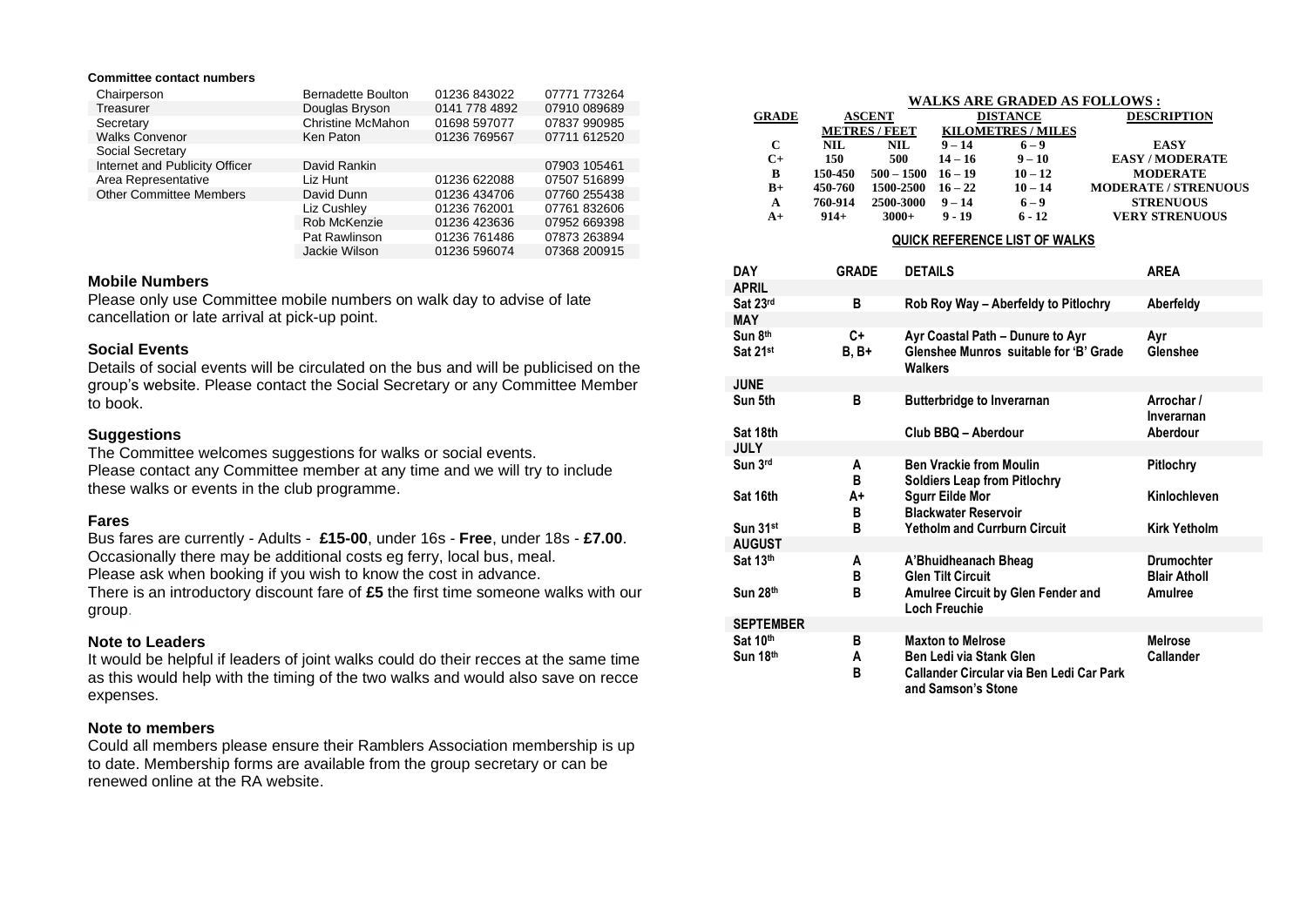**Committee contact numbers**

| | | | |
|---|---|---|---|
| Chairperson | Bernadette Boulton | 01236 843022 | 07771 773264 |
| Treasurer | Douglas Bryson | 0141 778 4892 | 07910 089689 |
| Secretary | Christine McMahon | 01698 597077 | 07837 990985 |
| Walks Convenor | Ken Paton | 01236 769567 | 07711 612520 |
| Social Secretary | | | |
| Internet and Publicity Officer | David Rankin | | 07903 105461 |
| Area Representative | Liz Hunt | 01236 622088 | 07507 516899 |
| Other Committee Members | David Dunn | 01236 434706 | 07760 255438 |
| | Liz Cushley | 01236 762001 | 07761 832606 |
| | Rob McKenzie | 01236 423636 | 07952 669398 |
| | Pat Rawlinson | 01236 761486 | 07873 263894 |
| | Jackie Wilson | 01236 596074 | 07368 200915 |

### Mobile Numbers

Please only use Committee mobile numbers on walk day to advise of late cancellation or late arrival at pick-up point.

### Social Events

Details of social events will be circulated on the bus and will be publicised on the group's website. Please contact the Social Secretary or any Committee Member to book.

### Suggestions

The Committee welcomes suggestions for walks or social events.
Please contact any Committee member at any time and we will try to include these walks or events in the club programme.

### Fares

Bus fares are currently - Adults - **£15-00**, under 16s - **Free**, under 18s - **£7.00**.
Occasionally there may be additional costs eg ferry, local bus, meal.
Please ask when booking if you wish to know the cost in advance.
There is an introductory discount fare of **£5** the first time someone walks with our group.

### Note to Leaders

It would be helpful if leaders of joint walks could do their recces at the same time as this would help with the timing of the two walks and would also save on recce expenses.

### Note to members

Could all members please ensure their Ramblers Association membership is up to date. Membership forms are available from the group secretary or can be renewed online at the RA website.

**WALKS ARE GRADED AS FOLLOWS :**

| GRADE | ASCENT | | DISTANCE | | DESCRIPTION |
|---|---|---|---|---|---|
| | METRES / FEET | | KILOMETRES / MILES | | |
| C | NIL | NIL | 9 – 14 | 6 – 9 | EASY |
| C+ | 150 | 500 | 14 – 16 | 9 – 10 | EASY / MODERATE |
| B | 150-450 | 500 – 1500 | 16 – 19 | 10 – 12 | MODERATE |
| B+ | 450-760 | 1500-2500 | 16 – 22 | 10 – 14 | MODERATE / STRENUOUS |
| A | 760-914 | 2500-3000 | 9 – 14 | 6 – 9 | STRENUOUS |
| A+ | 914+ | 3000+ | 9 - 19 | 6 - 12 | VERY STRENUOUS |

**QUICK REFERENCE LIST OF WALKS**

| DAY | GRADE | DETAILS | AREA |
|---|---|---|---|
| **APRIL** | | | |
| Sat 23rd | B | Rob Roy Way – Aberfeldy to Pitlochry | Aberfeldy |
| **MAY** | | | |
| Sun 8th | C+ | Ayr Coastal Path – Dunure to Ayr | Ayr |
| Sat 21st | B, B+ | Glenshee Munros suitable for 'B' Grade Walkers | Glenshee |
| **JUNE** | | | |
| Sun 5th | B | Butterbridge to Inverarnan | Arrochar / Inverarnan |
| Sat 18th | | Club BBQ – Aberdour | Aberdour |
| **JULY** | | | |
| Sun 3rd | A | Ben Vrackie from Moulin | Pitlochry |
| | B | Soldiers Leap from Pitlochry | |
| Sat 16th | A+ | Sgurr Eilde Mor | Kinlochleven |
| | B | Blackwater Reservoir | |
| Sun 31st | B | Yetholm and Currburn Circuit | Kirk Yetholm |
| **AUGUST** | | | |
| Sat 13th | A | A'Bhuidheanach Bheag | Drumochter |
| | B | Glen Tilt Circuit | Blair Atholl |
| Sun 28th | B | Amulree Circuit by Glen Fender and Loch Freuchie | Amulree |
| **SEPTEMBER** | | | |
| Sat 10th | B | Maxton to Melrose | Melrose |
| Sun 18th | A | Ben Ledi via Stank Glen | Callander |
| | B | Callander Circular via Ben Ledi Car Park and Samson's Stone | |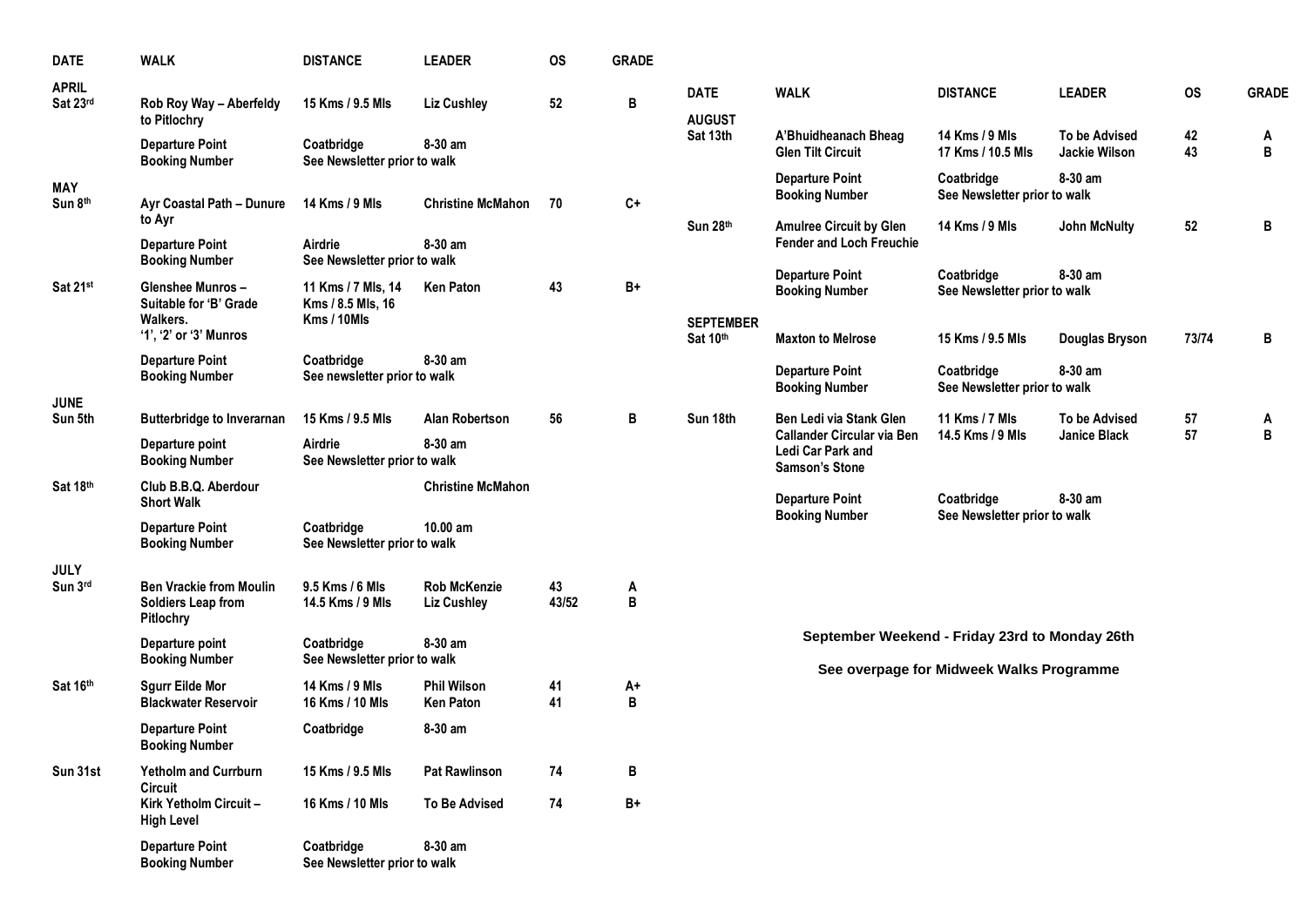| DATE | WALK | DISTANCE | LEADER | OS | GRADE |
|---|---|---|---|---|---|
| **APRIL** | | | | | |
| Sat 23rd | Rob Roy Way – Aberfeldy to Pitlochry | 15 Kms / 9.5 Mls | Liz Cushley | 52 | B |
| | Departure Point | Coatbridge | 8-30 am | | |
| | Booking Number | See Newsletter prior to walk | | | |
| **MAY** | | | | | |
| Sun 8th | Ayr Coastal Path – Dunure to Ayr | 14 Kms / 9 Mls | Christine McMahon | 70 | C+ |
| | Departure Point | Airdrie | 8-30 am | | |
| | Booking Number | See Newsletter prior to walk | | | |
| Sat 21st | Glenshee Munros – Suitable for 'B' Grade Walkers. '1', '2' or '3' Munros | 11 Kms / 7 Mls, 14 Kms / 8.5 Mls, 16 Kms / 10Mls | Ken Paton | 43 | B+ |
| | Departure Point | Coatbridge | 8-30 am | | |
| | Booking Number | See newsletter prior to walk | | | |
| **JUNE** | | | | | |
| Sun 5th | Butterbridge to Inverarnan | 15 Kms / 9.5 Mls | Alan Robertson | 56 | B |
| | Departure point | Airdrie | 8-30 am | | |
| | Booking Number | See Newsletter prior to walk | | | |
| Sat 18th | Club B.B.Q. Aberdour Short Walk | | Christine McMahon | | |
| | Departure Point | Coatbridge | 10.00 am | | |
| | Booking Number | See Newsletter prior to walk | | | |
| **JULY** | | | | | |
| Sun 3rd | Ben Vrackie from Moulin | 9.5 Kms / 6 Mls | Rob McKenzie | 43 | A |
| | Soldiers Leap from Pitlochry | 14.5 Kms / 9 Mls | Liz Cushley | 43/52 | B |
| | Departure point | Coatbridge | 8-30 am | | |
| | Booking Number | See Newsletter prior to walk | | | |
| Sat 16th | Sgurr Eilde Mor | 14 Kms / 9 Mls | Phil Wilson | 41 | A+ |
| | Blackwater Reservoir | 16 Kms / 10 Mls | Ken Paton | 41 | B |
| | Departure Point | Coatbridge | 8-30 am | | |
| | Booking Number | | | | |
| Sun 31st | Yetholm and Currburn Circuit | 15 Kms / 9.5 Mls | Pat Rawlinson | 74 | B |
| | Kirk Yetholm Circuit – High Level | 16 Kms / 10 Mls | To Be Advised | 74 | B+ |
| | Departure Point | Coatbridge | 8-30 am | | |
| | Booking Number | See Newsletter prior to walk | | | |

| DATE | WALK | DISTANCE | LEADER | OS | GRADE |
|---|---|---|---|---|---|
| **AUGUST** | | | | | |
| Sat 13th | A'Bhuidheanach Bheag | 14 Kms / 9 Mls | To be Advised | 42 | A |
| | Glen Tilt Circuit | 17 Kms / 10.5 Mls | Jackie Wilson | 43 | B |
| | Departure Point | Coatbridge | 8-30 am | | |
| | Booking Number | See Newsletter prior to walk | | | |
| Sun 28th | Amulree Circuit by Glen Fender and Loch Freuchie | 14 Kms / 9 Mls | John McNulty | 52 | B |
| | Departure Point | Coatbridge | 8-30 am | | |
| | Booking Number | See Newsletter prior to walk | | | |
| **SEPTEMBER** | | | | | |
| Sat 10th | Maxton to Melrose | 15 Kms / 9.5 Mls | Douglas Bryson | 73/74 | B |
| | Departure Point | Coatbridge | 8-30 am | | |
| | Booking Number | See Newsletter prior to walk | | | |
| Sun 18th | Ben Ledi via Stank Glen | 11 Kms / 7 Mls | To be Advised | 57 | A |
| | Callander Circular via Ben Ledi Car Park and Samson's Stone | 14.5 Kms / 9 Mls | Janice Black | 57 | B |
| | Departure Point | Coatbridge | 8-30 am | | |
| | Booking Number | See Newsletter prior to walk | | | |

**September Weekend - Friday 23rd to Monday 26th**

**See overpage for Midweek Walks Programme**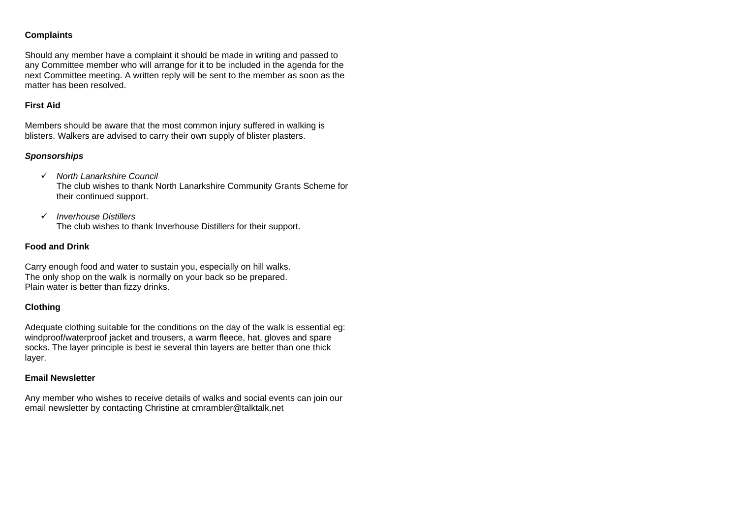**Complaints**

Should any member have a complaint it should be made in writing and passed to any Committee member who will arrange for it to be included in the agenda for the next Committee meeting. A written reply will be sent to the member as soon as the matter has been resolved.

**First Aid**

Members should be aware that the most common injury suffered in walking is blisters. Walkers are advised to carry their own supply of blister plasters.

***Sponsorships***

- ✓ *North Lanarkshire Council*
  The club wishes to thank North Lanarkshire Community Grants Scheme for their continued support.

- ✓ *Inverhouse Distillers*
  The club wishes to thank Inverhouse Distillers for their support.

**Food and Drink**

Carry enough food and water to sustain you, especially on hill walks.
The only shop on the walk is normally on your back so be prepared.
Plain water is better than fizzy drinks.

**Clothing**

Adequate clothing suitable for the conditions on the day of the walk is essential eg: windproof/waterproof jacket and trousers, a warm fleece, hat, gloves and spare socks. The layer principle is best ie several thin layers are better than one thick layer.

**Email Newsletter**

Any member who wishes to receive details of walks and social events can join our email newsletter by contacting Christine at cmrambler@talktalk.net